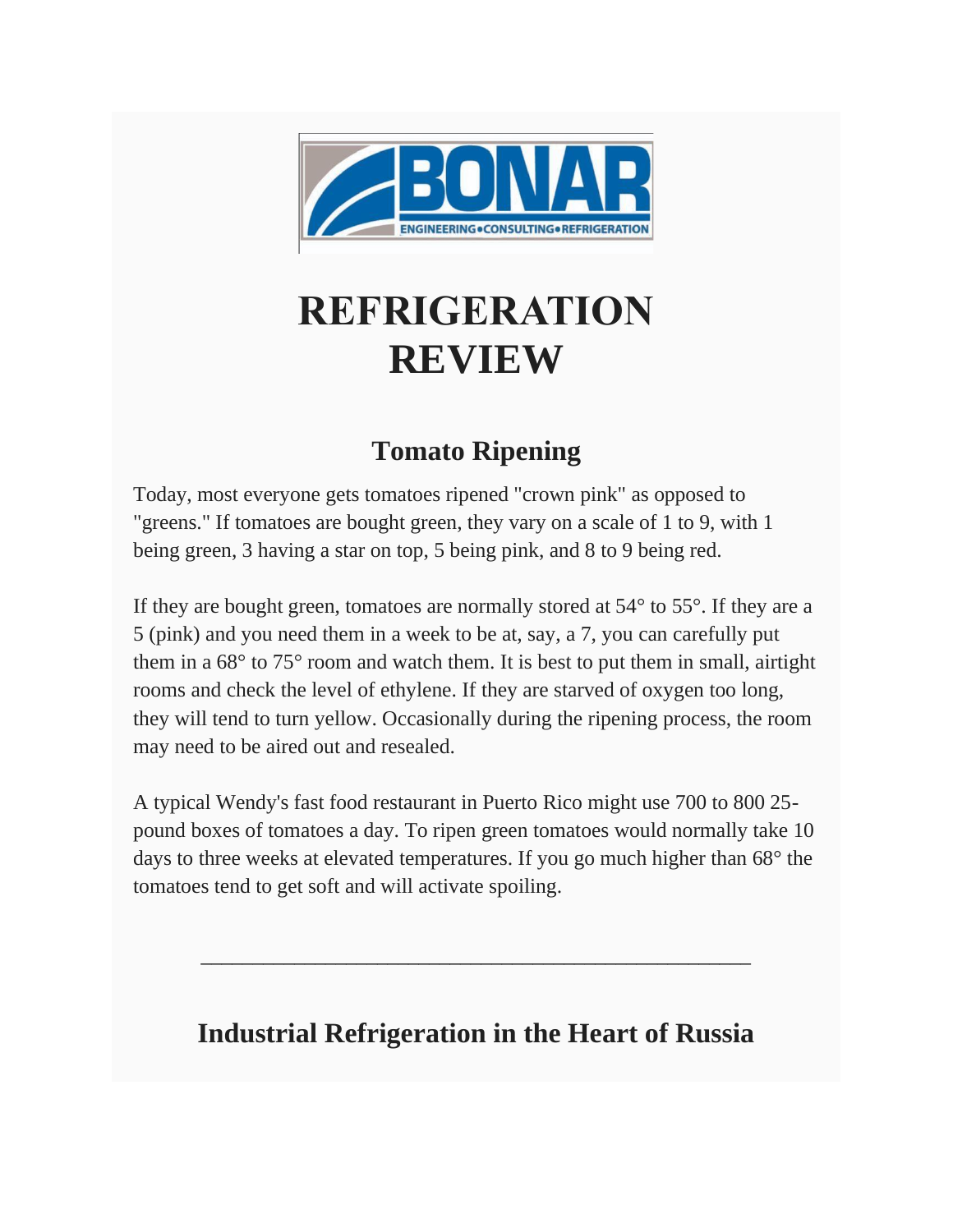# REFRIGERATION REVIEW

## Tomato Ripening

Today, most everyone gets tomatoes ripened "crown pink" as opposed to "greens." If tomatoes are bought green, they vary on a scale of 1 to 9, with 1 being green, 3 having a star on top, 5 being pink, and 8 to 9 being red.

If they are bought green, tomatoes are normally stored at 54° to 55°. If they are a 5 (pink) and you need them in a week to be at, say, a 7, you can carefully put them in a 68° to 75° room and watch them. It is best to put them in small, airtight rooms and check the level of ethylene. If they are starved of oxygen too long, they will tend to turn yellow. Occasionally during the ripening process, the room may need to be aired out and resealed.

A typical Wendy's fast food restaurant in Puerto Rico might use 700 to 800 25-pound boxes of tomatoes a day. To ripen green tomatoes would normally take 10 days to three weeks at elevated temperatures. If you go much higher than 68° the tomatoes tend to get soft and will activate spoiling.

---

## Industrial Refrigeration in the Heart of Russia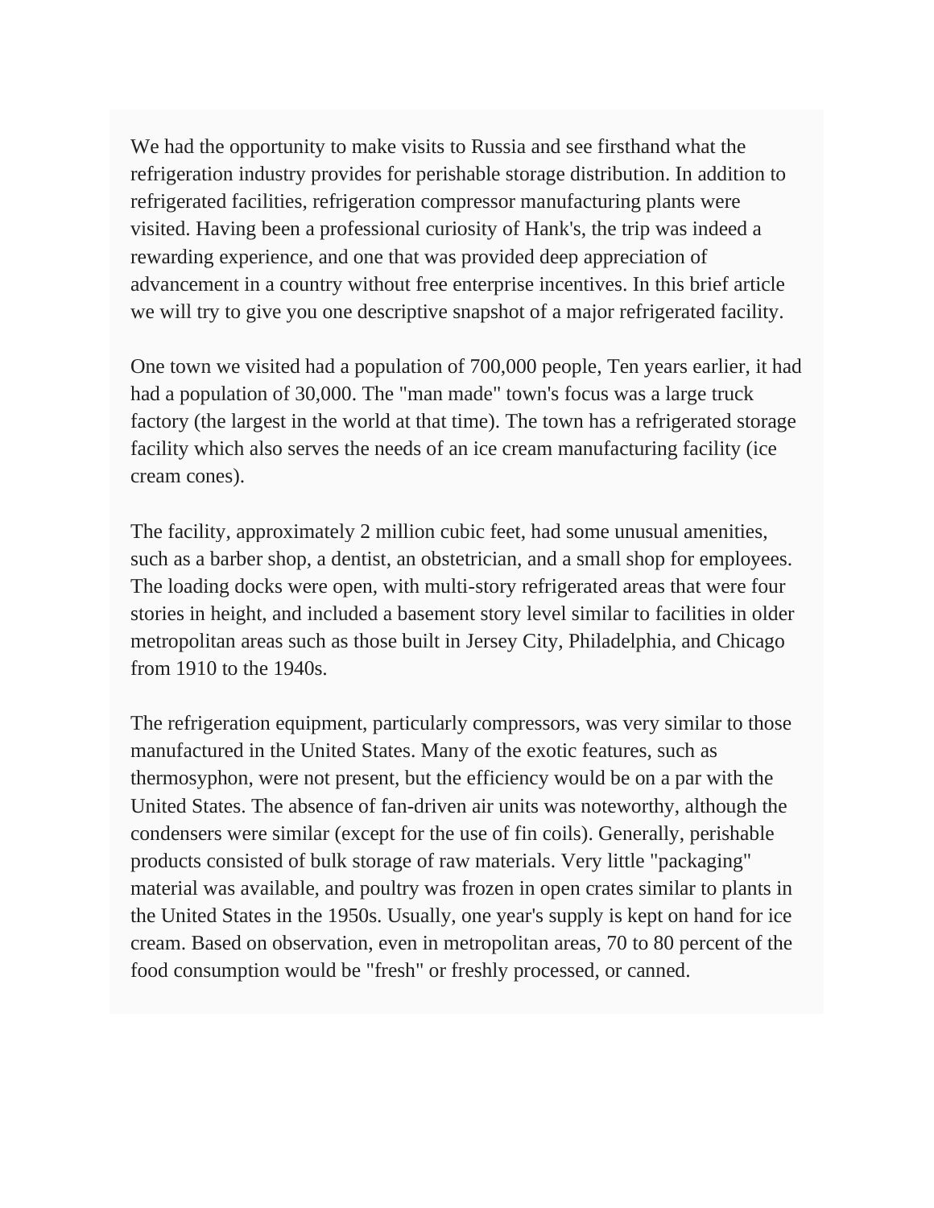We had the opportunity to make visits to Russia and see firsthand what the refrigeration industry provides for perishable storage distribution. In addition to refrigerated facilities, refrigeration compressor manufacturing plants were visited. Having been a professional curiosity of Hank's, the trip was indeed a rewarding experience, and one that was provided deep appreciation of advancement in a country without free enterprise incentives. In this brief article we will try to give you one descriptive snapshot of a major refrigerated facility.

One town we visited had a population of 700,000 people, Ten years earlier, it had had a population of 30,000. The "man made" town's focus was a large truck factory (the largest in the world at that time). The town has a refrigerated storage facility which also serves the needs of an ice cream manufacturing facility (ice cream cones).

The facility, approximately 2 million cubic feet, had some unusual amenities, such as a barber shop, a dentist, an obstetrician, and a small shop for employees. The loading docks were open, with multi-story refrigerated areas that were four stories in height, and included a basement story level similar to facilities in older metropolitan areas such as those built in Jersey City, Philadelphia, and Chicago from 1910 to the 1940s.

The refrigeration equipment, particularly compressors, was very similar to those manufactured in the United States. Many of the exotic features, such as thermosyphon, were not present, but the efficiency would be on a par with the United States. The absence of fan-driven air units was noteworthy, although the condensers were similar (except for the use of fin coils). Generally, perishable products consisted of bulk storage of raw materials. Very little "packaging" material was available, and poultry was frozen in open crates similar to plants in the United States in the 1950s. Usually, one year's supply is kept on hand for ice cream. Based on observation, even in metropolitan areas, 70 to 80 percent of the food consumption would be "fresh" or freshly processed, or canned.